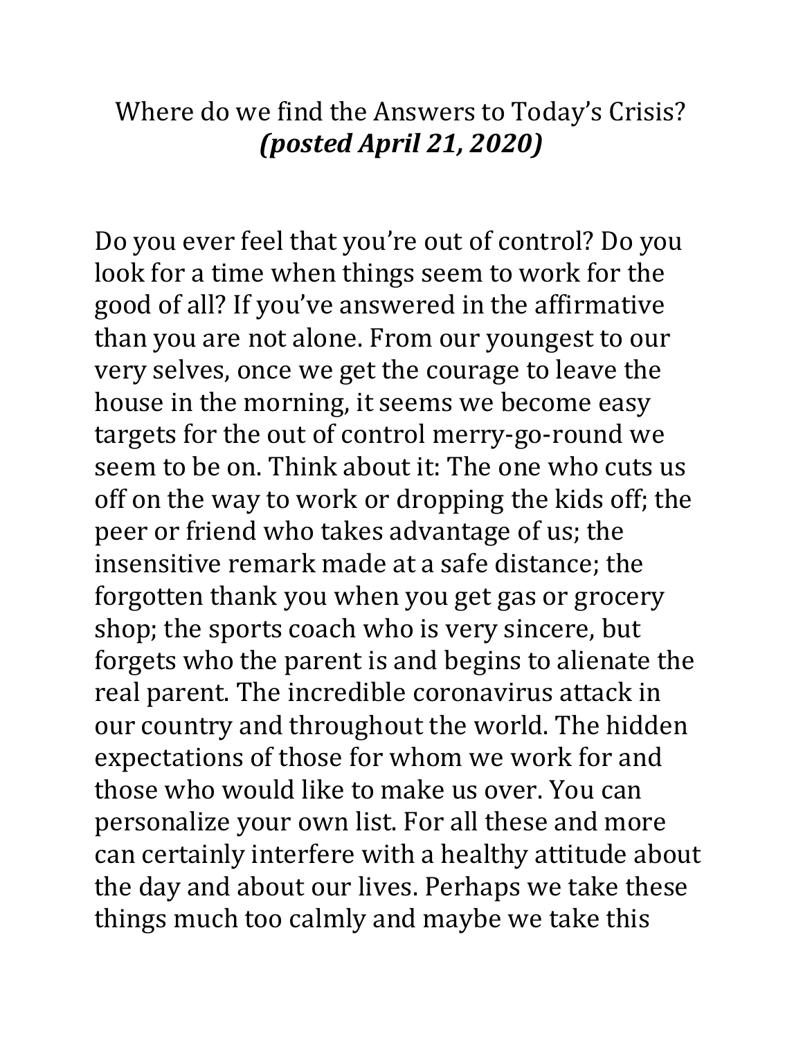# Where do we find the Answers to Today's Crisis?
## ***(posted April 21, 2020)***

Do you ever feel that you're out of control? Do you look for a time when things seem to work for the good of all? If you've answered in the affirmative than you are not alone. From our youngest to our very selves, once we get the courage to leave the house in the morning, it seems we become easy targets for the out of control merry-go-round we seem to be on. Think about it: The one who cuts us off on the way to work or dropping the kids off; the peer or friend who takes advantage of us; the insensitive remark made at a safe distance; the forgotten thank you when you get gas or grocery shop; the sports coach who is very sincere, but forgets who the parent is and begins to alienate the real parent. The incredible coronavirus attack in our country and throughout the world. The hidden expectations of those for whom we work for and those who would like to make us over. You can personalize your own list. For all these and more can certainly interfere with a healthy attitude about the day and about our lives. Perhaps we take these things much too calmly and maybe we take this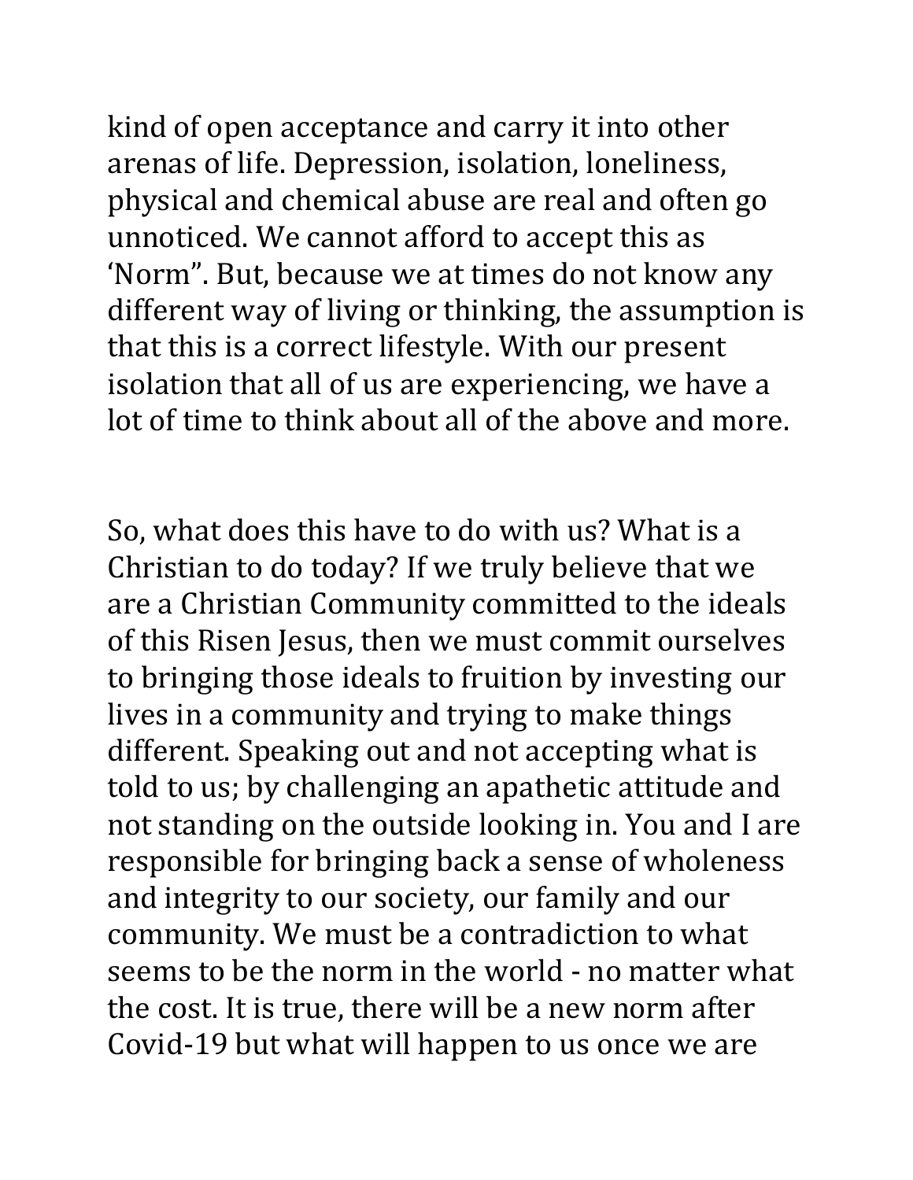kind of open acceptance and carry it into other arenas of life. Depression, isolation, loneliness, physical and chemical abuse are real and often go unnoticed. We cannot afford to accept this as 'Norm". But, because we at times do not know any different way of living or thinking, the assumption is that this is a correct lifestyle. With our present isolation that all of us are experiencing, we have a lot of time to think about all of the above and more.

So, what does this have to do with us? What is a Christian to do today? If we truly believe that we are a Christian Community committed to the ideals of this Risen Jesus, then we must commit ourselves to bringing those ideals to fruition by investing our lives in a community and trying to make things different. Speaking out and not accepting what is told to us; by challenging an apathetic attitude and not standing on the outside looking in. You and I are responsible for bringing back a sense of wholeness and integrity to our society, our family and our community. We must be a contradiction to what seems to be the norm in the world - no matter what the cost. It is true, there will be a new norm after Covid-19 but what will happen to us once we are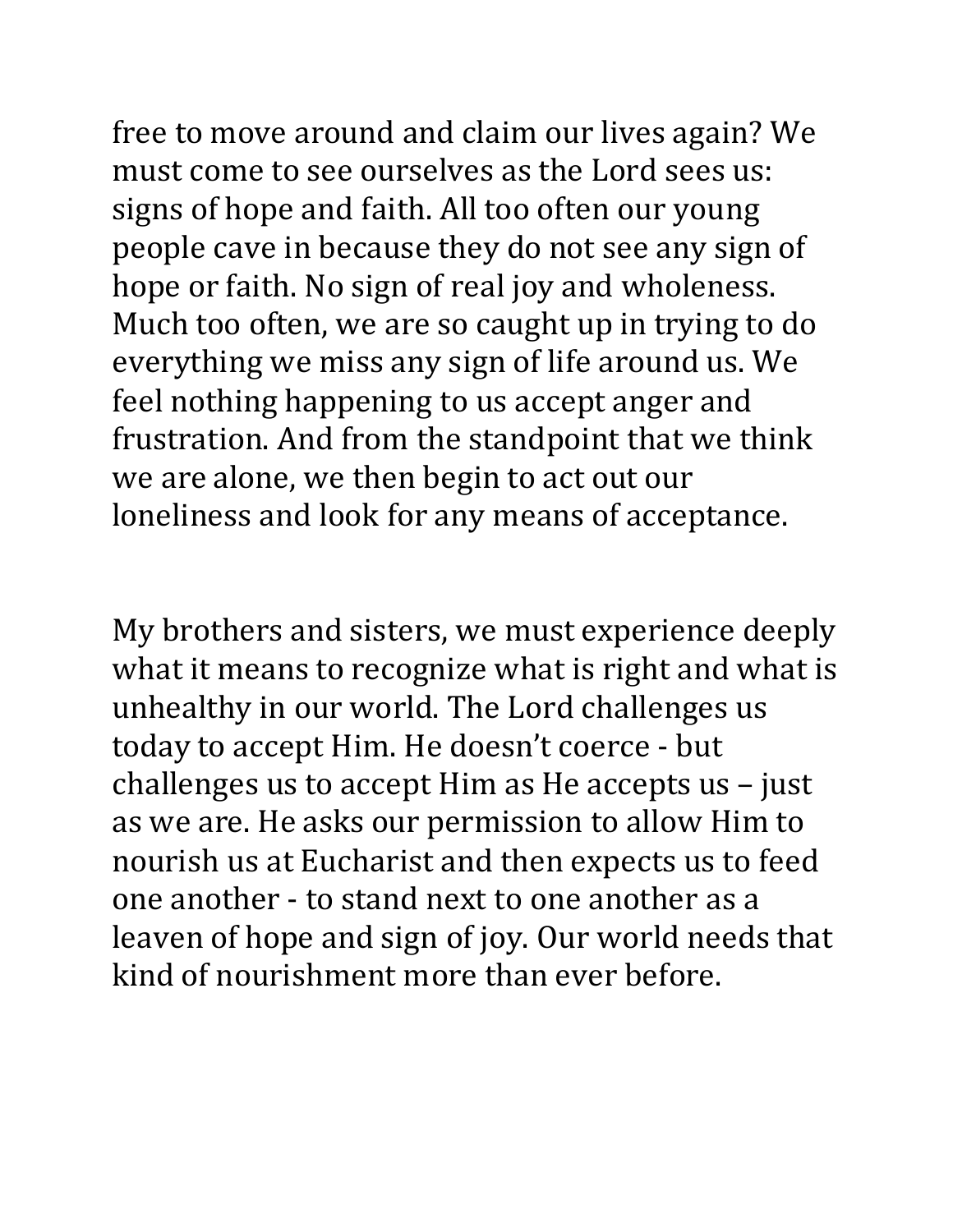free to move around and claim our lives again? We must come to see ourselves as the Lord sees us: signs of hope and faith. All too often our young people cave in because they do not see any sign of hope or faith. No sign of real joy and wholeness. Much too often, we are so caught up in trying to do everything we miss any sign of life around us. We feel nothing happening to us accept anger and frustration. And from the standpoint that we think we are alone, we then begin to act out our loneliness and look for any means of acceptance.

My brothers and sisters, we must experience deeply what it means to recognize what is right and what is unhealthy in our world. The Lord challenges us today to accept Him. He doesn't coerce - but challenges us to accept Him as He accepts us – just as we are. He asks our permission to allow Him to nourish us at Eucharist and then expects us to feed one another - to stand next to one another as a leaven of hope and sign of joy. Our world needs that kind of nourishment more than ever before.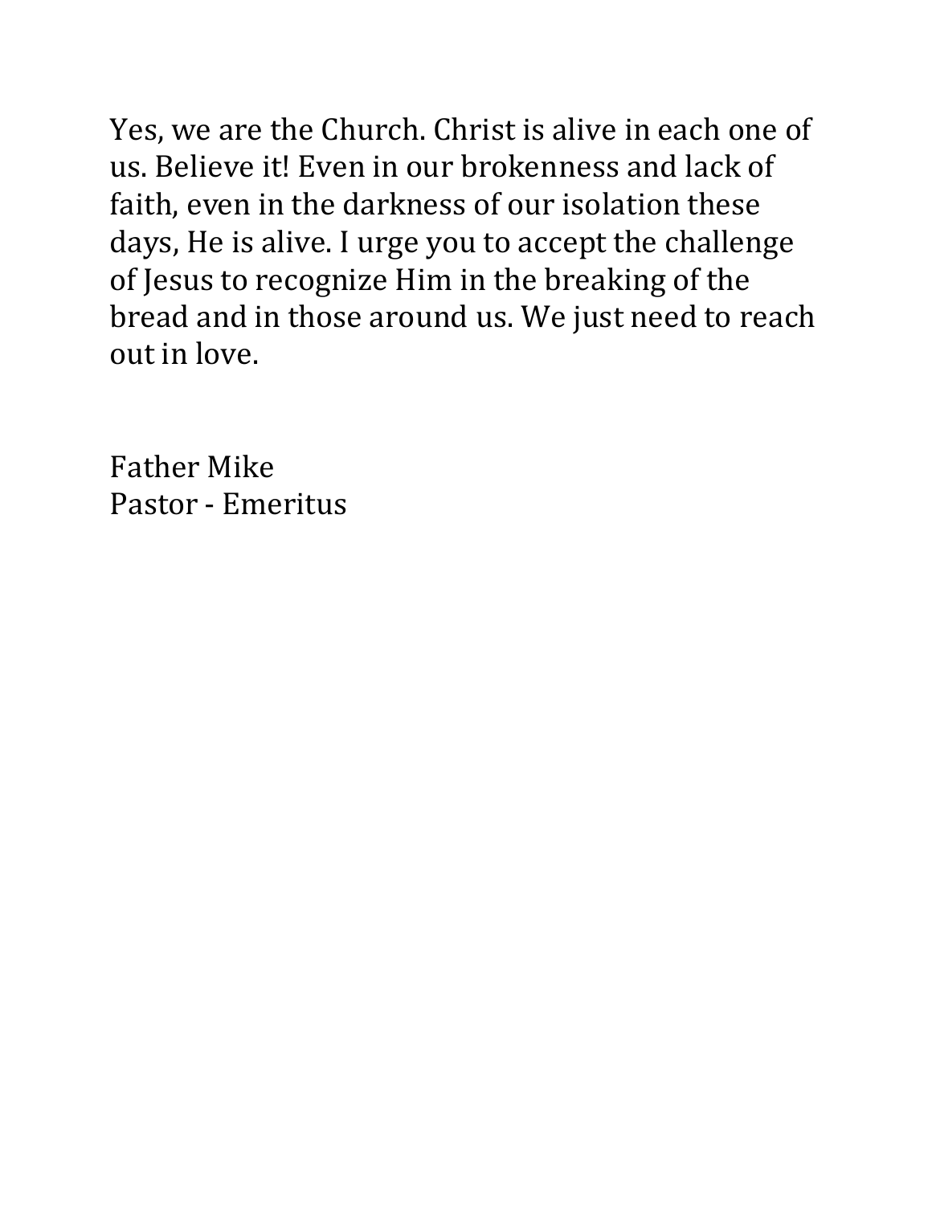Yes, we are the Church. Christ is alive in each one of us. Believe it! Even in our brokenness and lack of faith, even in the darkness of our isolation these days, He is alive. I urge you to accept the challenge of Jesus to recognize Him in the breaking of the bread and in those around us. We just need to reach out in love.

Father Mike
Pastor - Emeritus